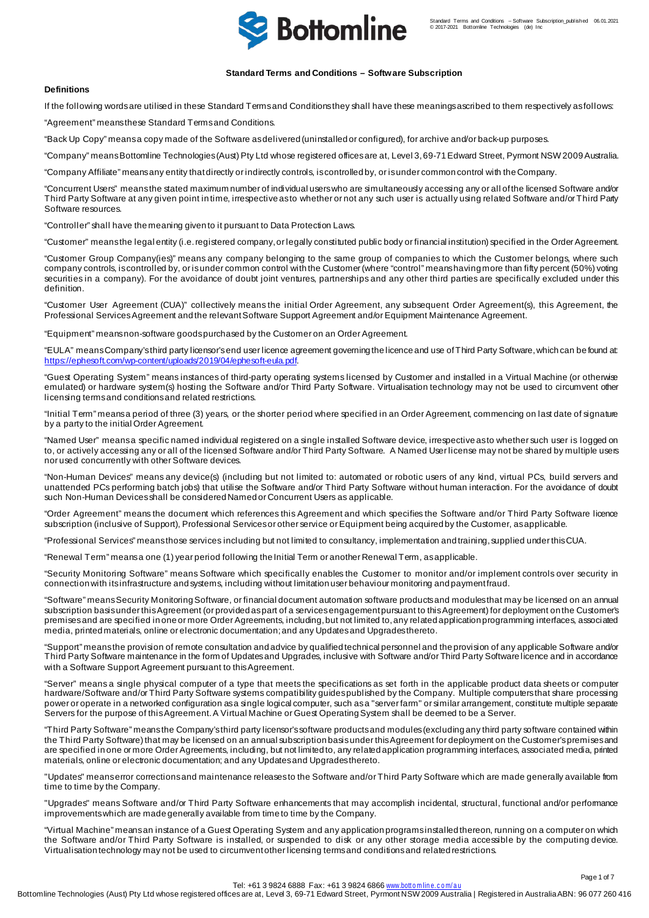## Standard Terms and Conditions – Software Subscription

### Definitions

If the following words are utilised in these Standard Terms and Conditions they shall have these meanings ascribed to them respectively as follows:

"Agreement" means these Standard Terms and Conditions.

"Back Up Copy" means a copy made of the Software as delivered (uninstalled or configured), for archive and/or back-up purposes.

"Company" means Bottomline Technologies (Aust) Pty Ltd whose registered offices are at, Level 3, 69-71 Edward Street, Pyrmont NSW 2009 Australia.

"Company Affiliate" means any entity that directly or indirectly controls, is controlled by, or is under common control with the Company.

"Concurrent Users" means the stated maximum number of individual users who are simultaneously accessing any or all of the licensed Software and/or Third Party Software at any given point in time, irrespective as to whether or not any such user is actually using related Software and/or Third Party Software resources.

"Controller" shall have the meaning given to it pursuant to Data Protection Laws.

"Customer" means the legal entity (i.e. registered company, or legally constituted public body or financial institution) specified in the Order Agreement.

"Customer Group Company(ies)" means any company belonging to the same group of companies to which the Customer belongs, where such company controls, is controlled by, or is under common control with the Customer (where "control" means having more than fifty percent (50%) voting securities in a company). For the avoidance of doubt joint ventures, partnerships and any other third parties are specifically excluded under this definition.

"Customer User Agreement (CUA)" collectively means the initial Order Agreement, any subsequent Order Agreement(s), this Agreement, the Professional Services Agreement and the relevant Software Support Agreement and/or Equipment Maintenance Agreement.

"Equipment" means non-software goods purchased by the Customer on an Order Agreement.

"EULA" means Company's third party licensor's end user licence agreement governing the licence and use of Third Party Software, which can be found at: https://ephesoft.com/wp-content/uploads/2019/04/ephesoft-eula.pdf.

"Guest Operating System" means instances of third-party operating systems licensed by Customer and installed in a Virtual Machine (or otherwise emulated) or hardware system(s) hosting the Software and/or Third Party Software. Virtualisation technology may not be used to circumvent other licensing terms and conditions and related restrictions.

"Initial Term" means a period of three (3) years, or the shorter period where specified in an Order Agreement, commencing on last date of signature by a party to the initial Order Agreement.

"Named User" means a specific named individual registered on a single installed Software device, irrespective as to whether such user is logged on to, or actively accessing any or all of the licensed Software and/or Third Party Software. A Named User license may not be shared by multiple users nor used concurrently with other Software devices.

"Non-Human Devices" means any device(s) (including but not limited to: automated or robotic users of any kind, virtual PCs, build servers and unattended PCs performing batch jobs) that utilise the Software and/or Third Party Software without human interaction. For the avoidance of doubt such Non-Human Devices shall be considered Named or Concurrent Users as applicable.

"Order Agreement" means the document which references this Agreement and which specifies the Software and/or Third Party Software licence subscription (inclusive of Support), Professional Services or other service or Equipment being acquired by the Customer, as applicable.

"Professional Services" means those services including but not limited to consultancy, implementation and training, supplied under this CUA.

"Renewal Term" means a one (1) year period following the Initial Term or another Renewal Term, as applicable.

"Security Monitoring Software" means Software which specifically enables the Customer to monitor and/or implement controls over security in connection with its infrastructure and systems, including without limitation user behaviour monitoring and payment fraud.

"Software" means Security Monitoring Software, or financial document automation software products and modules that may be licensed on an annual subscription basis under this Agreement (or provided as part of a services engagement pursuant to this Agreement) for deployment on the Customer's premises and are specified in one or more Order Agreements, including, but not limited to, any related application programming interfaces, associated media, printed materials, online or electronic documentation; and any Updates and Upgrades thereto.

"Support" means the provision of remote consultation and advice by qualified technical personnel and the provision of any applicable Software and/or Third Party Software maintenance in the form of Updates and Upgrades, inclusive with Software and/or Third Party Software licence and in accordance with a Software Support Agreement pursuant to this Agreement.

"Server" means a single physical computer of a type that meets the specifications as set forth in the applicable product data sheets or computer hardware/Software and/or Third Party Software systems compatibility guides published by the Company. Multiple computers that share processing power or operate in a networked configuration as a single logical computer, such as a "server farm" or similar arrangement, constitute multiple separate Servers for the purpose of this Agreement. A Virtual Machine or Guest Operating System shall be deemed to be a Server.

"Third Party Software" means the Company's third party licensor's software products and modules (excluding any third party software contained within the Third Party Software) that may be licensed on an annual subscription basis under this Agreement for deployment on the Customer's premises and are specified in one or more Order Agreements, including, but not limited to, any related application programming interfaces, associated media, printed materials, online or electronic documentation; and any Updates and Upgrades thereto.

"Updates" means error corrections and maintenance releases to the Software and/or Third Party Software which are made generally available from time to time by the Company.

"Upgrades" means Software and/or Third Party Software enhancements that may accomplish incidental, structural, functional and/or performance improvements which are made generally available from time to time by the Company.

"Virtual Machine" means an instance of a Guest Operating System and any application programs installed thereon, running on a computer on which the Software and/or Third Party Software is installed, or suspended to disk or any other storage media accessible by the computing device. Virtualisation technology may not be used to circumvent other licensing terms and conditions and related restrictions.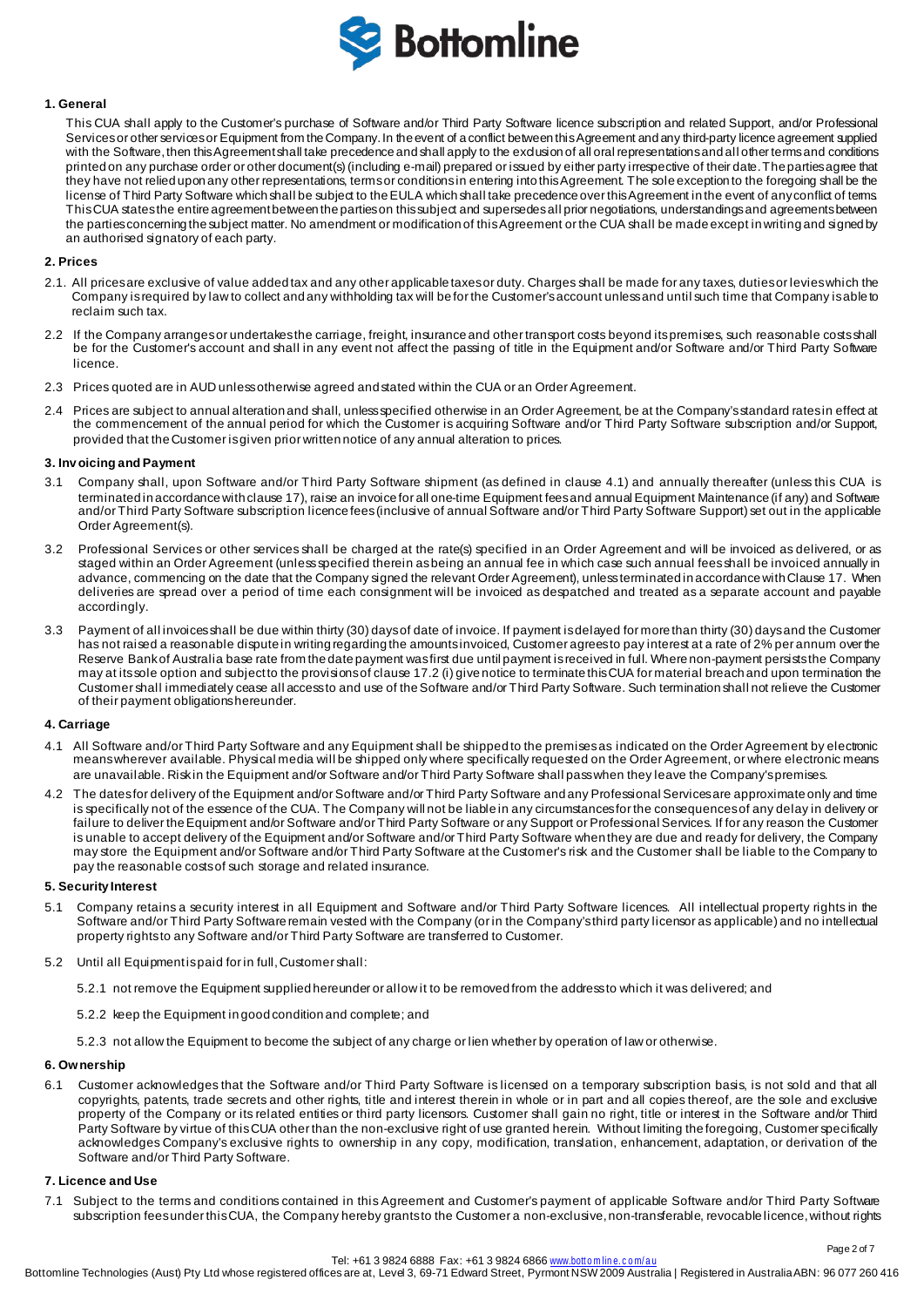## 1. General

This CUA shall apply to the Customer's purchase of Software and/or Third Party Software licence subscription and related Support, and/or Professional Services or other services or Equipment from the Company. In the event of a conflict between this Agreement and any third-party licence agreement supplied with the Software, then this Agreement shall take precedence and shall apply to the exclusion of all oral representations and all other terms and conditions printed on any purchase order or other document(s) (including e-mail) prepared or issued by either party irrespective of their date. The parties agree that they have not relied upon any other representations, terms or conditions in entering into this Agreement. The sole exception to the foregoing shall be the license of Third Party Software which shall be subject to the EULA which shall take precedence over this Agreement in the event of any conflict of terms. This CUA states the entire agreement between the parties on this subject and supersedes all prior negotiations, understandings and agreements between the parties concerning the subject matter. No amendment or modification of this Agreement or the CUA shall be made except in writing and signed by an authorised signatory of each party.

## 2. Prices

2.1. All prices are exclusive of value added tax and any other applicable taxes or duty. Charges shall be made for any taxes, duties or levies which the Company is required by law to collect and any withholding tax will be for the Customer's account unless and until such time that Company is able to reclaim such tax.

2.2 If the Company arranges or undertakes the carriage, freight, insurance and other transport costs beyond its premises, such reasonable costs shall be for the Customer's account and shall in any event not affect the passing of title in the Equipment and/or Software and/or Third Party Software licence.

2.3 Prices quoted are in AUD unless otherwise agreed and stated within the CUA or an Order Agreement.

2.4 Prices are subject to annual alteration and shall, unless specified otherwise in an Order Agreement, be at the Company's standard rates in effect at the commencement of the annual period for which the Customer is acquiring Software and/or Third Party Software subscription and/or Support, provided that the Customer is given prior written notice of any annual alteration to prices.

## 3. Invoicing and Payment

3.1 Company shall, upon Software and/or Third Party Software shipment (as defined in clause 4.1) and annually thereafter (unless this CUA is terminated in accordance with clause 17), raise an invoice for all one-time Equipment fees and annual Equipment Maintenance (if any) and Software and/or Third Party Software subscription licence fees (inclusive of annual Software and/or Third Party Software Support) set out in the applicable Order Agreement(s).

3.2 Professional Services or other services shall be charged at the rate(s) specified in an Order Agreement and will be invoiced as delivered, or as staged within an Order Agreement (unless specified therein as being an annual fee in which case such annual fees shall be invoiced annually in advance, commencing on the date that the Company signed the relevant Order Agreement), unless terminated in accordance with Clause 17. When deliveries are spread over a period of time each consignment will be invoiced as despatched and treated as a separate account and payable accordingly.

3.3 Payment of all invoices shall be due within thirty (30) days of date of invoice. If payment is delayed for more than thirty (30) days and the Customer has not raised a reasonable dispute in writing regarding the amounts invoiced, Customer agrees to pay interest at a rate of 2% per annum over the Reserve Bank of Australia base rate from the date payment was first due until payment is received in full. Where non-payment persists the Company may at its sole option and subject to the provisions of clause 17.2 (i) give notice to terminate this CUA for material breach and upon termination the Customer shall immediately cease all access to and use of the Software and/or Third Party Software. Such termination shall not relieve the Customer of their payment obligations hereunder.

## 4. Carriage

4.1 All Software and/or Third Party Software and any Equipment shall be shipped to the premises as indicated on the Order Agreement by electronic means wherever available. Physical media will be shipped only where specifically requested on the Order Agreement, or where electronic means are unavailable. Risk in the Equipment and/or Software and/or Third Party Software shall pass when they leave the Company's premises.

4.2 The dates for delivery of the Equipment and/or Software and/or Third Party Software and any Professional Services are approximate only and time is specifically not of the essence of the CUA. The Company will not be liable in any circumstances for the consequences of any delay in delivery or failure to deliver the Equipment and/or Software and/or Third Party Software or any Support or Professional Services. If for any reason the Customer is unable to accept delivery of the Equipment and/or Software and/or Third Party Software when they are due and ready for delivery, the Company may store the Equipment and/or Software and/or Third Party Software at the Customer's risk and the Customer shall be liable to the Company to pay the reasonable costs of such storage and related insurance.

## 5. Security Interest

5.1 Company retains a security interest in all Equipment and Software and/or Third Party Software licences. All intellectual property rights in the Software and/or Third Party Software remain vested with the Company (or in the Company's third party licensor as applicable) and no intellectual property rights to any Software and/or Third Party Software are transferred to Customer.

5.2 Until all Equipment is paid for in full, Customer shall:

5.2.1 not remove the Equipment supplied hereunder or allow it to be removed from the address to which it was delivered; and

5.2.2 keep the Equipment in good condition and complete; and

5.2.3 not allow the Equipment to become the subject of any charge or lien whether by operation of law or otherwise.

## 6. Ownership

6.1 Customer acknowledges that the Software and/or Third Party Software is licensed on a temporary subscription basis, is not sold and that all copyrights, patents, trade secrets and other rights, title and interest therein in whole or in part and all copies thereof, are the sole and exclusive property of the Company or its related entities or third party licensors. Customer shall gain no right, title or interest in the Software and/or Third Party Software by virtue of this CUA other than the non-exclusive right of use granted herein. Without limiting the foregoing, Customer specifically acknowledges Company's exclusive rights to ownership in any copy, modification, translation, enhancement, adaptation, or derivation of the Software and/or Third Party Software.

## 7. Licence and Use

7.1 Subject to the terms and conditions contained in this Agreement and Customer's payment of applicable Software and/or Third Party Software subscription fees under this CUA, the Company hereby grants to the Customer a non-exclusive, non-transferable, revocable licence, without rights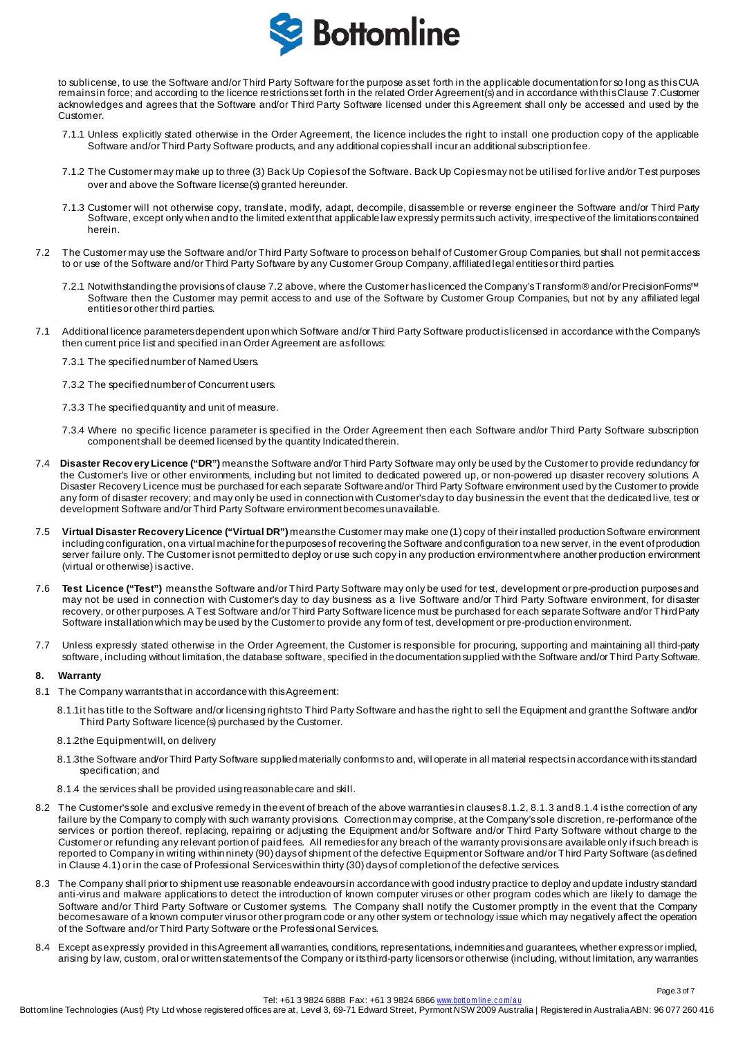to sublicense, to use the Software and/or Third Party Software for the purpose as set forth in the applicable documentation for so long as this CUA remains in force; and according to the licence restrictions set forth in the related Order Agreement(s) and in accordance with this Clause 7.Customer acknowledges and agrees that the Software and/or Third Party Software licensed under this Agreement shall only be accessed and used by the Customer.

7.1.1 Unless explicitly stated otherwise in the Order Agreement, the licence includes the right to install one production copy of the applicable Software and/or Third Party Software products, and any additional copies shall incur an additional subscription fee.

7.1.2 The Customer may make up to three (3) Back Up Copies of the Software. Back Up Copies may not be utilised for live and/or Test purposes over and above the Software license(s) granted hereunder.

7.1.3 Customer will not otherwise copy, translate, modify, adapt, decompile, disassemble or reverse engineer the Software and/or Third Party Software, except only when and to the limited extent that applicable law expressly permits such activity, irrespective of the limitations contained herein.

7.2 The Customer may use the Software and/or Third Party Software to process on behalf of Customer Group Companies, but shall not permit access to or use of the Software and/or Third Party Software by any Customer Group Company, affiliated legal entities or third parties.

7.2.1 Notwithstanding the provisions of clause 7.2 above, where the Customer has licenced the Company's Transform® and/or PrecisionForms™ Software then the Customer may permit access to and use of the Software by Customer Group Companies, but not by any affiliated legal entities or other third parties.

7.1 Additional licence parameters dependent upon which Software and/or Third Party Software product is licensed in accordance with the Company's then current price list and specified in an Order Agreement are as follows:

7.3.1 The specified number of Named Users.

7.3.2 The specified number of Concurrent users.

7.3.3 The specified quantity and unit of measure.

7.3.4 Where no specific licence parameter is specified in the Order Agreement then each Software and/or Third Party Software subscription component shall be deemed licensed by the quantity Indicated therein.

7.4 **Disaster Recovery Licence ("DR")** means the Software and/or Third Party Software may only be used by the Customer to provide redundancy for the Customer's live or other environments, including but not limited to dedicated powered up, or non-powered up disaster recovery solutions. A Disaster Recovery Licence must be purchased for each separate Software and/or Third Party Software environment used by the Customer to provide any form of disaster recovery; and may only be used in connection with Customer's day to day business in the event that the dedicated live, test or development Software and/or Third Party Software environment becomes unavailable.

7.5 **Virtual Disaster Recovery Licence ("Virtual DR")** means the Customer may make one (1) copy of their installed production Software environment including configuration, on a virtual machine for the purposes of recovering the Software and configuration to a new server, in the event of production server failure only. The Customer is not permitted to deploy or use such copy in any production environment where another production environment (virtual or otherwise) is active.

7.6 **Test Licence ("Test")** means the Software and/or Third Party Software may only be used for test, development or pre-production purposes and may not be used in connection with Customer's day to day business as a live Software and/or Third Party Software environment, for disaster recovery, or other purposes. A Test Software and/or Third Party Software licence must be purchased for each separate Software and/or Third Party Software installation which may be used by the Customer to provide any form of test, development or pre-production environment.

7.7 Unless expressly stated otherwise in the Order Agreement, the Customer is responsible for procuring, supporting and maintaining all third-party software, including without limitation, the database software, specified in the documentation supplied with the Software and/or Third Party Software.

## 8. Warranty

8.1 The Company warrants that in accordance with this Agreement:

8.1.1 it has title to the Software and/or licensing rights to Third Party Software and has the right to sell the Equipment and grant the Software and/or Third Party Software licence(s) purchased by the Customer.

8.1.2 the Equipment will, on delivery

8.1.3 the Software and/or Third Party Software supplied materially conforms to and, will operate in all material respects in accordance with its standard specification; and

8.1.4 the services shall be provided using reasonable care and skill.

8.2 The Customer's sole and exclusive remedy in the event of breach of the above warranties in clauses 8.1.2, 8.1.3 and 8.1.4 is the correction of any failure by the Company to comply with such warranty provisions. Correction may comprise, at the Company's sole discretion, re-performance of the services or portion thereof, replacing, repairing or adjusting the Equipment and/or Software and/or Third Party Software without charge to the Customer or refunding any relevant portion of paid fees. All remedies for any breach of the warranty provisions are available only if such breach is reported to Company in writing within ninety (90) days of shipment of the defective Equipment or Software and/or Third Party Software (as defined in Clause 4.1) or in the case of Professional Services within thirty (30) days of completion of the defective services.

8.3 The Company shall prior to shipment use reasonable endeavours in accordance with good industry practice to deploy and update industry standard anti-virus and malware applications to detect the introduction of known computer viruses or other program codes which are likely to damage the Software and/or Third Party Software or Customer systems. The Company shall notify the Customer promptly in the event that the Company becomes aware of a known computer virus or other program code or any other system or technology issue which may negatively affect the operation of the Software and/or Third Party Software or the Professional Services.

8.4 Except as expressly provided in this Agreement all warranties, conditions, representations, indemnities and guarantees, whether express or implied, arising by law, custom, oral or written statements of the Company or its third-party licensors or otherwise (including, without limitation, any warranties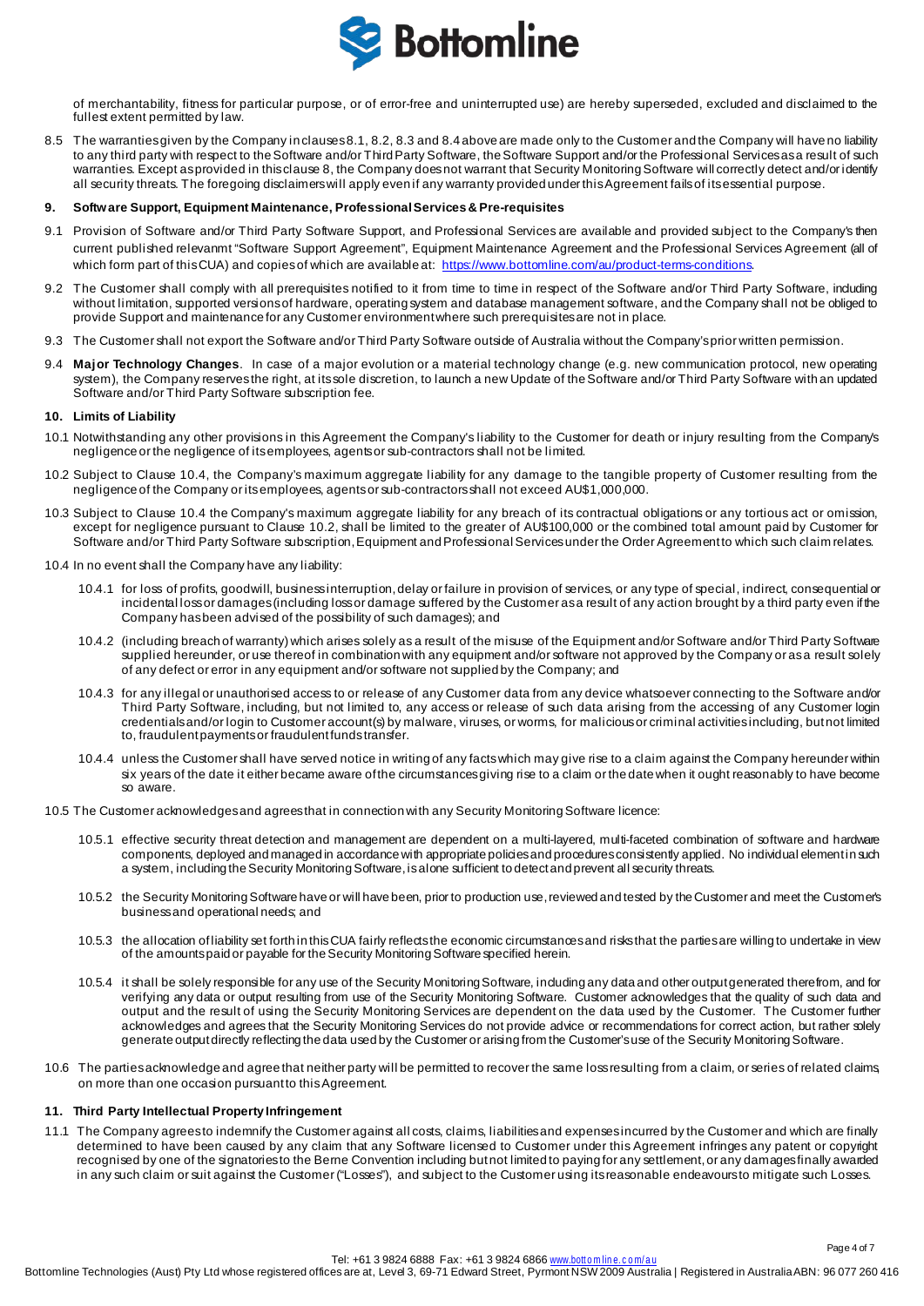of merchantability, fitness for particular purpose, or of error-free and uninterrupted use) are hereby superseded, excluded and disclaimed to the fullest extent permitted by law.

8.5 The warranties given by the Company in clauses 8.1, 8.2, 8.3 and 8.4 above are made only to the Customer and the Company will have no liability to any third party with respect to the Software and/or Third Party Software, the Software Support and/or the Professional Services as a result of such warranties. Except as provided in this clause 8, the Company does not warrant that Security Monitoring Software will correctly detect and/or identify all security threats. The foregoing disclaimers will apply even if any warranty provided under this Agreement fails of its essential purpose.

**9. Software Support, Equipment Maintenance, Professional Services & Pre-requisites**

9.1 Provision of Software and/or Third Party Software Support, and Professional Services are available and provided subject to the Company's then current published relevanmt "Software Support Agreement", Equipment Maintenance Agreement and the Professional Services Agreement (all of which form part of this CUA) and copies of which are available at: https://www.bottomline.com/au/product-terms-conditions.

9.2 The Customer shall comply with all prerequisites notified to it from time to time in respect of the Software and/or Third Party Software, including without limitation, supported versions of hardware, operating system and database management software, and the Company shall not be obliged to provide Support and maintenance for any Customer environment where such prerequisites are not in place.

9.3 The Customer shall not export the Software and/or Third Party Software outside of Australia without the Company's prior written permission.

9.4 **Major Technology Changes**. In case of a major evolution or a material technology change (e.g. new communication protocol, new operating system), the Company reserves the right, at its sole discretion, to launch a new Update of the Software and/or Third Party Software with an updated Software and/or Third Party Software subscription fee.

**10. Limits of Liability**

10.1 Notwithstanding any other provisions in this Agreement the Company's liability to the Customer for death or injury resulting from the Company's negligence or the negligence of its employees, agents or sub-contractors shall not be limited.

10.2 Subject to Clause 10.4, the Company's maximum aggregate liability for any damage to the tangible property of Customer resulting from the negligence of the Company or its employees, agents or sub-contractors shall not exceed AU$1,000,000.

10.3 Subject to Clause 10.4 the Company's maximum aggregate liability for any breach of its contractual obligations or any tortious act or omission, except for negligence pursuant to Clause 10.2, shall be limited to the greater of AU$100,000 or the combined total amount paid by Customer for Software and/or Third Party Software subscription, Equipment and Professional Services under the Order Agreement to which such claim relates.

10.4 In no event shall the Company have any liability:

10.4.1 for loss of profits, goodwill, business interruption, delay or failure in provision of services, or any type of special, indirect, consequential or incidental loss or damages (including loss or damage suffered by the Customer as a result of any action brought by a third party even if the Company has been advised of the possibility of such damages); and

10.4.2 (including breach of warranty) which arises solely as a result of the misuse of the Equipment and/or Software and/or Third Party Software supplied hereunder, or use thereof in combination with any equipment and/or software not approved by the Company or as a result solely of any defect or error in any equipment and/or software not supplied by the Company; and

10.4.3 for any illegal or unauthorised access to or release of any Customer data from any device whatsoever connecting to the Software and/or Third Party Software, including, but not limited to, any access or release of such data arising from the accessing of any Customer login credentials and/or login to Customer account(s) by malware, viruses, or worms, for malicious or criminal activities including, but not limited to, fraudulent payments or fraudulent funds transfer.

10.4.4 unless the Customer shall have served notice in writing of any facts which may give rise to a claim against the Company hereunder within six years of the date it either became aware of the circumstances giving rise to a claim or the date when it ought reasonably to have become so aware.

10.5 The Customer acknowledges and agrees that in connection with any Security Monitoring Software licence:

10.5.1 effective security threat detection and management are dependent on a multi-layered, multi-faceted combination of software and hardware components, deployed and managed in accordance with appropriate policies and procedures consistently applied. No individual element in such a system, including the Security Monitoring Software, is alone sufficient to detect and prevent all security threats.

10.5.2 the Security Monitoring Software have or will have been, prior to production use, reviewed and tested by the Customer and meet the Customer's business and operational needs; and

10.5.3 the allocation of liability set forth in this CUA fairly reflects the economic circumstances and risks that the parties are willing to undertake in view of the amounts paid or payable for the Security Monitoring Software specified herein.

10.5.4 it shall be solely responsible for any use of the Security Monitoring Software, including any data and other output generated therefrom, and for verifying any data or output resulting from use of the Security Monitoring Software. Customer acknowledges that the quality of such data and output and the result of using the Security Monitoring Services are dependent on the data used by the Customer. The Customer further acknowledges and agrees that the Security Monitoring Services do not provide advice or recommendations for correct action, but rather solely generate output directly reflecting the data used by the Customer or arising from the Customer's use of the Security Monitoring Software.

10.6 The parties acknowledge and agree that neither party will be permitted to recover the same loss resulting from a claim, or series of related claims, on more than one occasion pursuant to this Agreement.

**11. Third Party Intellectual Property Infringement**

11.1 The Company agrees to indemnify the Customer against all costs, claims, liabilities and expenses incurred by the Customer and which are finally determined to have been caused by any claim that any Software licensed to Customer under this Agreement infringes any patent or copyright recognised by one of the signatories to the Berne Convention including but not limited to paying for any settlement, or any damages finally awarded in any such claim or suit against the Customer ("Losses"), and subject to the Customer using its reasonable endeavours to mitigate such Losses.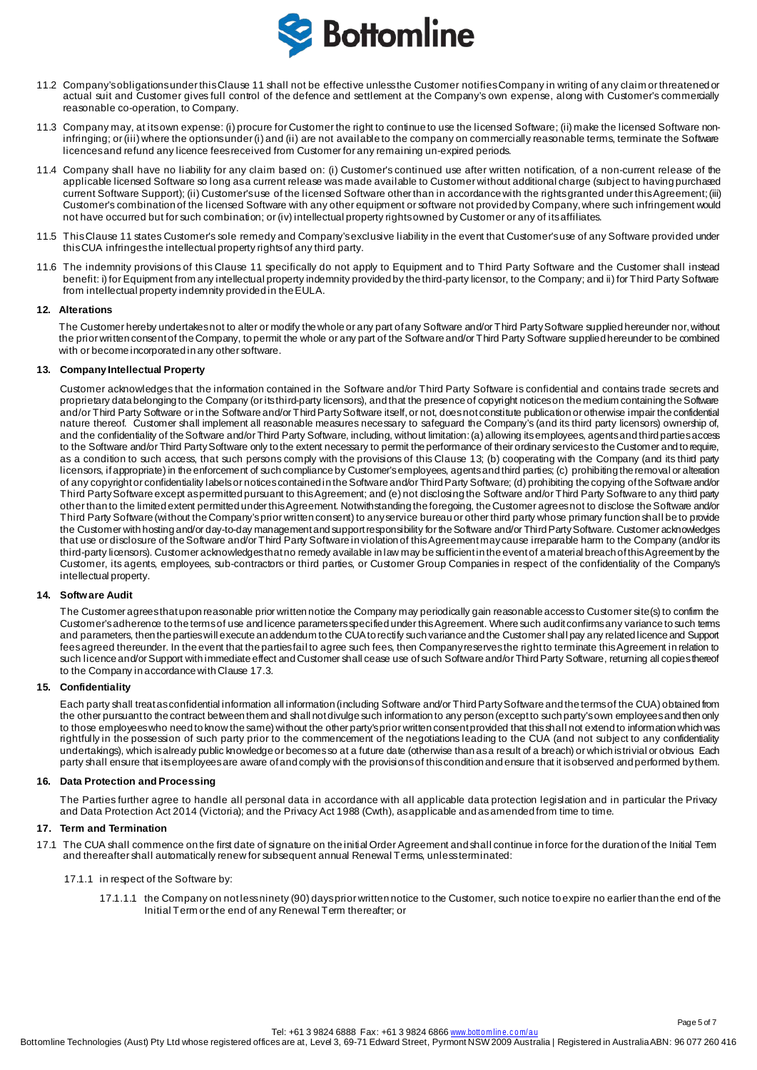11.2 Company's obligations under this Clause 11 shall not be effective unless the Customer notifies Company in writing of any claim or threatened or actual suit and Customer gives full control of the defence and settlement at the Company's own expense, along with Customer's commercially reasonable co-operation, to Company.

11.3 Company may, at its own expense: (i) procure for Customer the right to continue to use the licensed Software; (ii) make the licensed Software non-infringing; or (iii) where the options under (i) and (ii) are not available to the company on commercially reasonable terms, terminate the Software licences and refund any licence fees received from Customer for any remaining un-expired periods.

11.4 Company shall have no liability for any claim based on: (i) Customer's continued use after written notification, of a non-current release of the applicable licensed Software so long as a current release was made available to Customer without additional charge (subject to having purchased current Software Support); (ii) Customer's use of the licensed Software other than in accordance with the rights granted under this Agreement; (iii) Customer's combination of the licensed Software with any other equipment or software not provided by Company, where such infringement would not have occurred but for such combination; or (iv) intellectual property rights owned by Customer or any of its affiliates.

11.5 This Clause 11 states Customer's sole remedy and Company's exclusive liability in the event that Customer's use of any Software provided under this CUA infringes the intellectual property rights of any third party.

11.6 The indemnity provisions of this Clause 11 specifically do not apply to Equipment and to Third Party Software and the Customer shall instead benefit: i) for Equipment from any intellectual property indemnity provided by the third-party licensor, to the Company; and ii) for Third Party Software from intellectual property indemnity provided in the EULA.

#### 12. Alterations

The Customer hereby undertakes not to alter or modify the whole or any part of any Software and/or Third Party Software supplied hereunder nor, without the prior written consent of the Company, to permit the whole or any part of the Software and/or Third Party Software supplied hereunder to be combined with or become incorporated in any other software.

#### 13. Company Intellectual Property

Customer acknowledges that the information contained in the Software and/or Third Party Software is confidential and contains trade secrets and proprietary data belonging to the Company (or its third-party licensors), and that the presence of copyright notices on the medium containing the Software and/or Third Party Software or in the Software and/or Third Party Software itself, or not, does not constitute publication or otherwise impair the confidential nature thereof. Customer shall implement all reasonable measures necessary to safeguard the Company's (and its third party licensors) ownership of, and the confidentiality of the Software and/or Third Party Software, including, without limitation: (a) allowing its employees, agents and third parties access to the Software and/or Third Party Software only to the extent necessary to permit the performance of their ordinary services to the Customer and to require, as a condition to such access, that such persons comply with the provisions of this Clause 13; (b) cooperating with the Company (and its third party licensors, if appropriate) in the enforcement of such compliance by Customer's employees, agents and third parties; (c) prohibiting the removal or alteration of any copyright or confidentiality labels or notices contained in the Software and/or Third Party Software; (d) prohibiting the copying of the Software and/or Third Party Software except as permitted pursuant to this Agreement; and (e) not disclosing the Software and/or Third Party Software to any third party other than to the limited extent permitted under this Agreement. Notwithstanding the foregoing, the Customer agrees not to disclose the Software and/or Third Party Software (without the Company's prior written consent) to any service bureau or other third party whose primary function shall be to provide the Customer with hosting and/or day-to-day management and support responsibility for the Software and/or Third Party Software. Customer acknowledges that use or disclosure of the Software and/or Third Party Software in violation of this Agreement may cause irreparable harm to the Company (and/or its third-party licensors). Customer acknowledges that no remedy available in law may be sufficient in the event of a material breach of this Agreement by the Customer, its agents, employees, sub-contractors or third parties, or Customer Group Companies in respect of the confidentiality of the Company's intellectual property.

#### 14. Software Audit

The Customer agrees that upon reasonable prior written notice the Company may periodically gain reasonable access to Customer site(s) to confirm the Customer's adherence to the terms of use and licence parameters specified under this Agreement. Where such audit confirms any variance to such terms and parameters, then the parties will execute an addendum to the CUA to rectify such variance and the Customer shall pay any related licence and Support fees agreed thereunder. In the event that the parties fail to agree such fees, then Company reserves the right to terminate this Agreement in relation to such licence and/or Support with immediate effect and Customer shall cease use of such Software and/or Third Party Software, returning all copies thereof to the Company in accordance with Clause 17.3.

#### 15. Confidentiality

Each party shall treat as confidential information all information (including Software and/or Third Party Software and the terms of the CUA) obtained from the other pursuant to the contract between them and shall not divulge such information to any person (except to such party's own employees and then only to those employees who need to know the same) without the other party's prior written consent provided that this shall not extend to information which was rightfully in the possession of such party prior to the commencement of the negotiations leading to the CUA (and not subject to any confidentiality undertakings), which is already public knowledge or becomes so at a future date (otherwise than as a result of a breach) or which is trivial or obvious Each party shall ensure that its employees are aware of and comply with the provisions of this condition and ensure that it is observed and performed by them.

#### 16. Data Protection and Processing

The Parties further agree to handle all personal data in accordance with all applicable data protection legislation and in particular the Privacy and Data Protection Act 2014 (Victoria); and the Privacy Act 1988 (Cwth), as applicable and as amended from time to time.

#### 17. Term and Termination

17.1 The CUA shall commence on the first date of signature on the initial Order Agreement and shall continue in force for the duration of the Initial Term and thereafter shall automatically renew for subsequent annual Renewal Terms, unless terminated:

17.1.1 in respect of the Software by:

17.1.1.1 the Company on not less ninety (90) days prior written notice to the Customer, such notice to expire no earlier than the end of the Initial Term or the end of any Renewal Term thereafter; or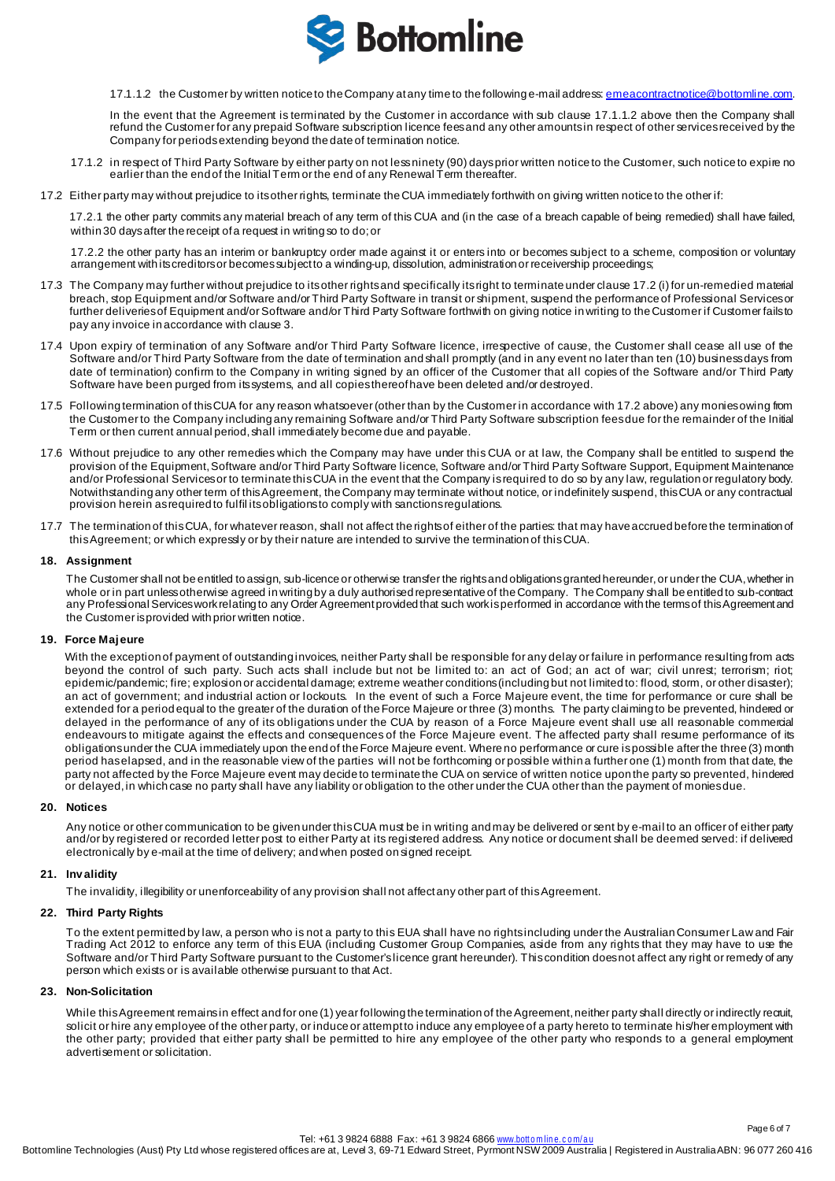17.1.1.2 the Customer by written notice to the Company at any time to the following e-mail address: emeacontractnotice@bottomline.com.

In the event that the Agreement is terminated by the Customer in accordance with sub clause 17.1.1.2 above then the Company shall refund the Customer for any prepaid Software subscription licence fees and any other amounts in respect of other services received by the Company for periods extending beyond the date of termination notice.

17.1.2 in respect of Third Party Software by either party on not less ninety (90) days prior written notice to the Customer, such notice to expire no earlier than the end of the Initial Term or the end of any Renewal Term thereafter.

17.2 Either party may without prejudice to its other rights, terminate the CUA immediately forthwith on giving written notice to the other if:

17.2.1 the other party commits any material breach of any term of this CUA and (in the case of a breach capable of being remedied) shall have failed, within 30 days after the receipt of a request in writing so to do; or

17.2.2 the other party has an interim or bankruptcy order made against it or enters into or becomes subject to a scheme, composition or voluntary arrangement with its creditors or becomes subject to a winding-up, dissolution, administration or receivership proceedings;

17.3 The Company may further without prejudice to its other rights and specifically its right to terminate under clause 17.2 (i) for un-remedied material breach, stop Equipment and/or Software and/or Third Party Software in transit or shipment, suspend the performance of Professional Services or further deliveries of Equipment and/or Software and/or Third Party Software forthwith on giving notice in writing to the Customer if Customer fails to pay any invoice in accordance with clause 3.

17.4 Upon expiry of termination of any Software and/or Third Party Software licence, irrespective of cause, the Customer shall cease all use of the Software and/or Third Party Software from the date of termination and shall promptly (and in any event no later than ten (10) business days from date of termination) confirm to the Company in writing signed by an officer of the Customer that all copies of the Software and/or Third Party Software have been purged from its systems, and all copies thereof have been deleted and/or destroyed.

17.5 Following termination of this CUA for any reason whatsoever (other than by the Customer in accordance with 17.2 above) any monies owing from the Customer to the Company including any remaining Software and/or Third Party Software subscription fees due for the remainder of the Initial Term or then current annual period, shall immediately become due and payable.

17.6 Without prejudice to any other remedies which the Company may have under this CUA or at law, the Company shall be entitled to suspend the provision of the Equipment, Software and/or Third Party Software licence, Software and/or Third Party Software Support, Equipment Maintenance and/or Professional Services or to terminate this CUA in the event that the Company is required to do so by any law, regulation or regulatory body. Notwithstanding any other term of this Agreement, the Company may terminate without notice, or indefinitely suspend, this CUA or any contractual provision herein as required to fulfil its obligations to comply with sanctions regulations.

17.7 The termination of this CUA, for whatever reason, shall not affect the rights of either of the parties: that may have accrued before the termination of this Agreement; or which expressly or by their nature are intended to survive the termination of this CUA.

## 18. Assignment

The Customer shall not be entitled to assign, sub-licence or otherwise transfer the rights and obligations granted hereunder, or under the CUA, whether in whole or in part unless otherwise agreed in writing by a duly authorised representative of the Company. The Company shall be entitled to sub-contract any Professional Services work relating to any Order Agreement provided that such work is performed in accordance with the terms of this Agreement and the Customer is provided with prior written notice.

## 19. Force Majeure

With the exception of payment of outstanding invoices, neither Party shall be responsible for any delay or failure in performance resulting from acts beyond the control of such party. Such acts shall include but not be limited to: an act of God; an act of war; civil unrest; terrorism; riot; epidemic/pandemic; fire; explosion or accidental damage; extreme weather conditions (including but not limited to: flood, storm, or other disaster); an act of government; and industrial action or lockouts. In the event of such a Force Majeure event, the time for performance or cure shall be extended for a period equal to the greater of the duration of the Force Majeure or three (3) months. The party claiming to be prevented, hindered or delayed in the performance of any of its obligations under the CUA by reason of a Force Majeure event shall use all reasonable commercial endeavours to mitigate against the effects and consequences of the Force Majeure event. The affected party shall resume performance of its obligations under the CUA immediately upon the end of the Force Majeure event. Where no performance or cure is possible after the three (3) month period has elapsed, and in the reasonable view of the parties will not be forthcoming or possible within a further one (1) month from that date, the party not affected by the Force Majeure event may decide to terminate the CUA on service of written notice upon the party so prevented, hindered or delayed, in which case no party shall have any liability or obligation to the other under the CUA other than the payment of monies due.

## 20. Notices

Any notice or other communication to be given under this CUA must be in writing and may be delivered or sent by e-mail to an officer of either party and/or by registered or recorded letter post to either Party at its registered address. Any notice or document shall be deemed served: if delivered electronically by e-mail at the time of delivery; and when posted on signed receipt.

## 21. Invalidity

The invalidity, illegibility or unenforceability of any provision shall not affect any other part of this Agreement.

## 22. Third Party Rights

To the extent permitted by law, a person who is not a party to this EUA shall have no rights including under the Australian Consumer Law and Fair Trading Act 2012 to enforce any term of this EUA (including Customer Group Companies, aside from any rights that they may have to use the Software and/or Third Party Software pursuant to the Customer's licence grant hereunder). This condition does not affect any right or remedy of any person which exists or is available otherwise pursuant to that Act.

## 23. Non-Solicitation

While this Agreement remains in effect and for one (1) year following the termination of the Agreement, neither party shall directly or indirectly recruit, solicit or hire any employee of the other party, or induce or attempt to induce any employee of a party hereto to terminate his/her employment with the other party; provided that either party shall be permitted to hire any employee of the other party who responds to a general employment advertisement or solicitation.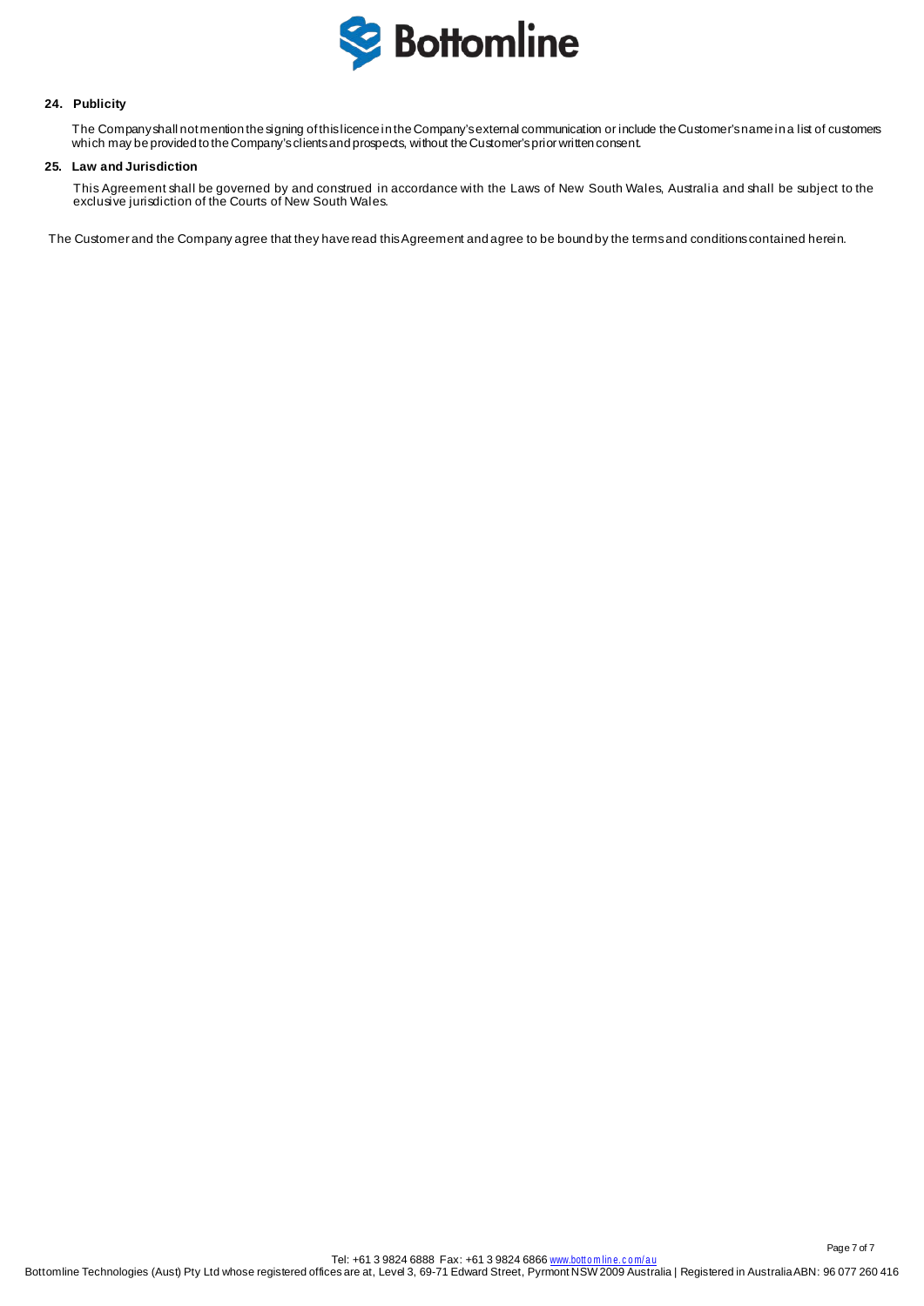### 24. Publicity

The Company shall not mention the signing of this licence in the Company's external communication or include the Customer's name in a list of customers which may be provided to the Company's clients and prospects, without the Customer's prior written consent.

### 25. Law and Jurisdiction

This Agreement shall be governed by and construed in accordance with the Laws of New South Wales, Australia and shall be subject to the exclusive jurisdiction of the Courts of New South Wales.

The Customer and the Company agree that they have read this Agreement and agree to be bound by the terms and conditions contained herein.